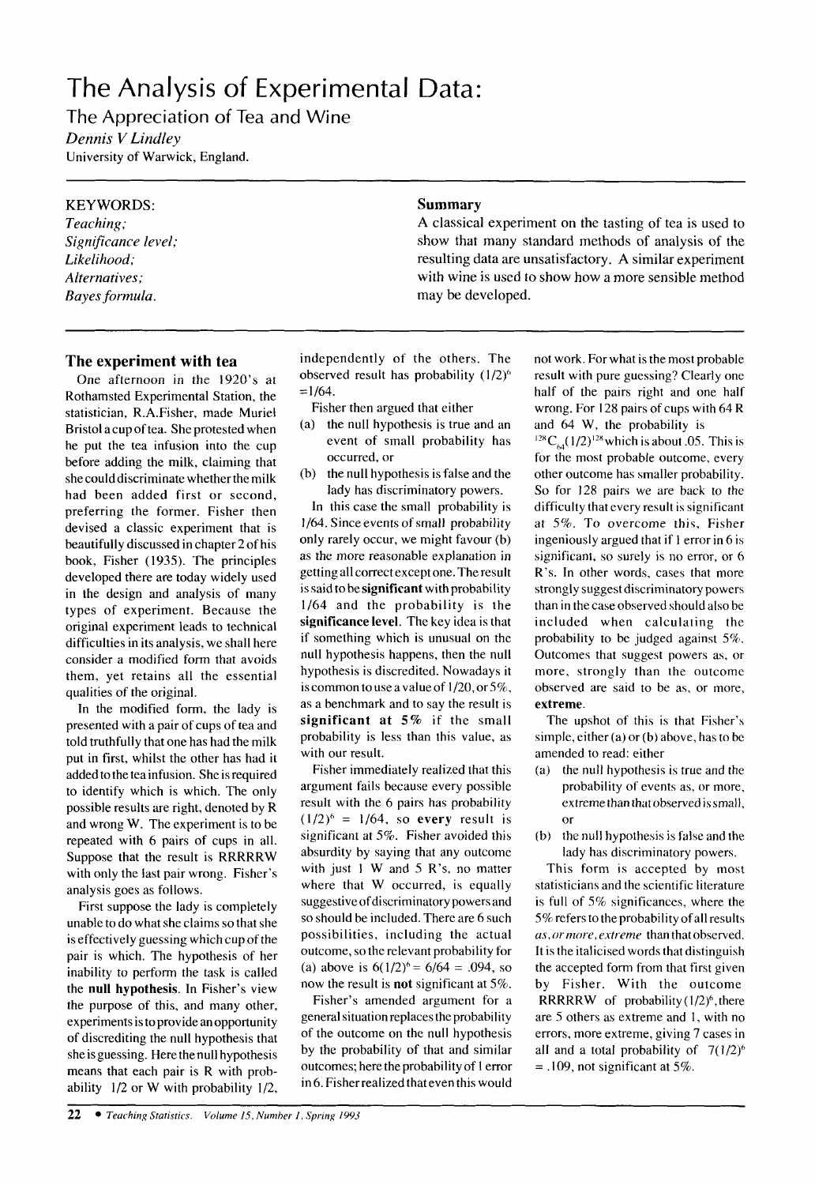# The Analysis of Experimental Data:

## The Appreciation of Tea and Wine

*Dennis V Lindley*
University of Warwick, England.

**KEYWORDS:**
*Teaching;*
*Significance level;*
*Likelihood;*
*Alternatives;*
*Bayes formula.*

### Summary

A classical experiment on the tasting of tea is used to show that many standard methods of analysis of the resulting data are unsatisfactory. A similar experiment with wine is used to show how a more sensible method may be developed.

## The experiment with tea

One afternoon in the 1920's at Rothamsted Experimental Station, the statistician, R.A.Fisher, made Muriel Bristol a cup of tea. She protested when he put the tea infusion into the cup before adding the milk, claiming that she could discriminate whether the milk had been added first or second, preferring the former. Fisher then devised a classic experiment that is beautifully discussed in chapter 2 of his book, Fisher (1935). The principles developed there are today widely used in the design and analysis of many types of experiment. Because the original experiment leads to technical difficulties in its analysis, we shall here consider a modified form that avoids them, yet retains all the essential qualities of the original.

In the modified form, the lady is presented with a pair of cups of tea and told truthfully that one has had the milk put in first, whilst the other has had it added to the tea infusion. She is required to identify which is which. The only possible results are right, denoted by R and wrong W. The experiment is to be repeated with 6 pairs of cups in all. Suppose that the result is RRRRRW with only the last pair wrong. Fisher's analysis goes as follows.

First suppose the lady is completely unable to do what she claims so that she is effectively guessing which cup of the pair is which. The hypothesis of her inability to perform the task is called the **null hypothesis**. In Fisher's view the purpose of this, and many other, experiments is to provide an opportunity of discrediting the null hypothesis that she is guessing. Here the null hypothesis means that each pair is R with probability 1/2 or W with probability 1/2, independently of the others. The observed result has probability $(1/2)^6 = 1/64$.

Fisher then argued that either

(a) the null hypothesis is true and an event of small probability has occurred, or

(b) the null hypothesis is false and the lady has discriminatory powers.

In this case the small probability is 1/64. Since events of small probability only rarely occur, we might favour (b) as the more reasonable explanation in getting all correct except one. The result is said to be **significant** with probability 1/64 and the probability is the **significance level**. The key idea is that if something which is unusual on the null hypothesis happens, then the null hypothesis is discredited. Nowadays it is common to use a value of 1/20, or 5%, as a benchmark and to say the result is **significant at 5%** if the small probability is less than this value, as with our result.

Fisher immediately realized that this argument fails because every possible result with the 6 pairs has probability $(1/2)^6 = 1/64$, so **every** result is significant at 5%. Fisher avoided this absurdity by saying that any outcome with just 1 W and 5 R's, no matter where that W occurred, is equally suggestive of discriminatory powers and so should be included. There are 6 such possibilities, including the actual outcome, so the relevant probability for (a) above is $6(1/2)^6 = 6/64 = .094$, so now the result is **not** significant at 5%.

Fisher's amended argument for a general situation replaces the probability of the outcome on the null hypothesis by the probability of that and similar outcomes; here the probability of 1 error in 6. Fisher realized that even this would not work. For what is the most probable result with pure guessing? Clearly one half of the pairs right and one half wrong. For 128 pairs of cups with 64 R and 64 W, the probability is ${}^{128}C_{64}(1/2)^{128}$ which is about .05. This is for the most probable outcome, every other outcome has smaller probability. So for 128 pairs we are back to the difficulty that every result is significant at 5%. To overcome this, Fisher ingeniously argued that if 1 error in 6 is significant, so surely is no error, or 6 R's. In other words, cases that more strongly suggest discriminatory powers than in the case observed should also be included when calculating the probability to be judged against 5%. Outcomes that suggest powers as, or more, strongly than the outcome observed are said to be as, or more, **extreme**.

The upshot of this is that Fisher's simple, either (a) or (b) above, has to be amended to read: either

(a) the null hypothesis is true and the probability of events as, or more, extreme than that observed is small, or

(b) the null hypothesis is false and the lady has discriminatory powers.

This form is accepted by most statisticians and the scientific literature is full of 5% significances, where the 5% refers to the probability of all results *as, or more, extreme* than that observed. It is the italicised words that distinguish the accepted form from that first given by Fisher. With the outcome RRRRRW of probability $(1/2)^6$, there are 5 others as extreme and 1, with no errors, more extreme, giving 7 cases in all and a total probability of $7(1/2)^6 = .109$, not significant at 5%.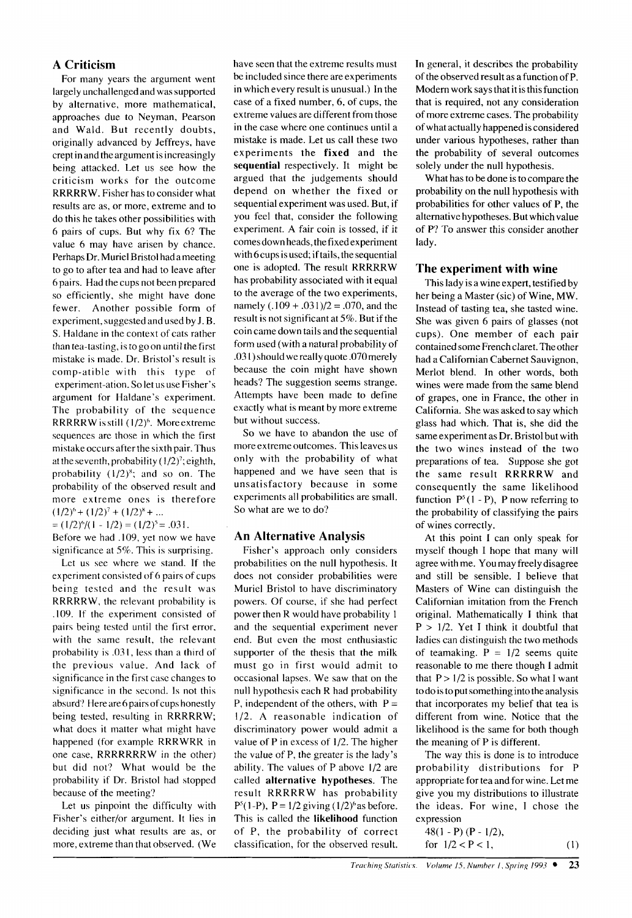## A Criticism

For many years the argument went largely unchallenged and was supported by alternative, more mathematical, approaches due to Neyman, Pearson and Wald. But recently doubts, originally advanced by Jeffreys, have crept in and the argument is increasingly being attacked. Let us see how the criticism works for the outcome RRRRRW. Fisher has to consider what results are as, or more, extreme and to do this he takes other possibilities with 6 pairs of cups. But why fix 6? The value 6 may have arisen by chance. Perhaps Dr. Muriel Bristol had a meeting to go to after tea and had to leave after 6 pairs. Had the cups not been prepared so efficiently, she might have done fewer. Another possible form of experiment, suggested and used by J. B. S. Haldane in the context of cats rather than tea-tasting, is to go on until the first mistake is made. Dr. Bristol's result is comp-atible with this type of experiment-ation. So let us use Fisher's argument for Haldane's experiment. The probability of the sequence RRRRRW is still $(1/2)^6$. More extreme sequences are those in which the first mistake occurs after the sixth pair. Thus at the seventh, probability $(1/2)^7$; eighth, probability $(1/2)^8$; and so on. The probability of the observed result and more extreme ones is therefore

$(1/2)^6 + (1/2)^7 + (1/2)^8 + ...$
$= (1/2)^6/(1 - 1/2) = (1/2)^5 = .031.$

Before we had .109, yet now we have significance at 5%. This is surprising.

Let us see where we stand. If the experiment consisted of 6 pairs of cups being tested and the result was RRRRRW, the relevant probability is .109. If the experiment consisted of pairs being tested until the first error, with the same result, the relevant probability is .031, less than a third of the previous value. And lack of significance in the first case changes to significance in the second. Is not this absurd? Here are 6 pairs of cups honestly being tested, resulting in RRRRRW; what does it matter what might have happened (for example RRRWRR in one case, RRRRRRRW in the other) but did not? What would be the probability if Dr. Bristol had stopped because of the meeting?

Let us pinpoint the difficulty with Fisher's either/or argument. It lies in deciding just what results are as, or more, extreme than that observed. (We have seen that the extreme results must be included since there are experiments in which every result is unusual.) In the case of a fixed number, 6, of cups, the extreme values are different from those in the case where one continues until a mistake is made. Let us call these two experiments the **fixed** and the **sequential** respectively. It might be argued that the judgements should depend on whether the fixed or sequential experiment was used. But, if you feel that, consider the following experiment. A fair coin is tossed, if it comes down heads, the fixed experiment with 6 cups is used; if tails, the sequential one is adopted. The result RRRRRW has probability associated with it equal to the average of the two experiments, namely $(.109 + .031)/2 = .070$, and the result is not significant at 5%. But if the coin came down tails and the sequential form used (with a natural probability of .031) should we really quote .070 merely because the coin might have shown heads? The suggestion seems strange. Attempts have been made to define exactly what is meant by more extreme but without success.

So we have to abandon the use of more extreme outcomes. This leaves us only with the probability of what happened and we have seen that is unsatisfactory because in some experiments all probabilities are small. So what are we to do?

## An Alternative Analysis

Fisher's approach only considers probabilities on the null hypothesis. It does not consider probabilities were Muriel Bristol to have discriminatory powers. Of course, if she had perfect power then R would have probability 1 and the sequential experiment never end. But even the most enthusiastic supporter of the thesis that the milk must go in first would admit to occasional lapses. We saw that on the null hypothesis each R had probability P, independent of the others, with $P = 1/2$. A reasonable indication of discriminatory power would admit a value of P in excess of 1/2. The higher the value of P, the greater is the lady's ability. The values of P above 1/2 are called **alternative hypotheses**. The result RRRRRW has probability $P^5(1-P)$, $P = 1/2$ giving $(1/2)^6$ as before. This is called the **likelihood** function of P, the probability of correct classification, for the observed result. In general, it describes the probability of the observed result as a function of P. Modern work says that it is this function that is required, not any consideration of more extreme cases. The probability of what actually happened is considered under various hypotheses, rather than the probability of several outcomes solely under the null hypothesis.

What has to be done is to compare the probability on the null hypothesis with probabilities for other values of P, the alternative hypotheses. But which value of P? To answer this consider another lady.

## The experiment with wine

This lady is a wine expert, testified by her being a Master (sic) of Wine, MW. Instead of tasting tea, she tasted wine. She was given 6 pairs of glasses (not cups). One member of each pair contained some French claret. The other had a Californian Cabernet Sauvignon, Merlot blend. In other words, both wines were made from the same blend of grapes, one in France, the other in California. She was asked to say which glass had which. That is, she did the same experiment as Dr. Bristol but with the two wines instead of the two preparations of tea. Suppose she got the same result RRRRRW and consequently the same likelihood function $P^5(1 - P)$, P now referring to the probability of classifying the pairs of wines correctly.

At this point I can only speak for myself though I hope that many will agree with me. You may freely disagree and still be sensible. I believe that Masters of Wine can distinguish the Californian imitation from the French original. Mathematically I think that $P > 1/2$. Yet I think it doubtful that ladies can distinguish the two methods of teamaking. $P = 1/2$ seems quite reasonable to me there though I admit that $P > 1/2$ is possible. So what I want to do is to put something into the analysis that incorporates my belief that tea is different from wine. Notice that the likelihood is the same for both though the meaning of P is different.

The way this is done is to introduce probability distributions for P appropriate for tea and for wine. Let me give you my distributions to illustrate the ideas. For wine, I chose the expression

$$48(1 - P)(P - 1/2), \quad \text{for } 1/2 < P < 1, \tag{1}$$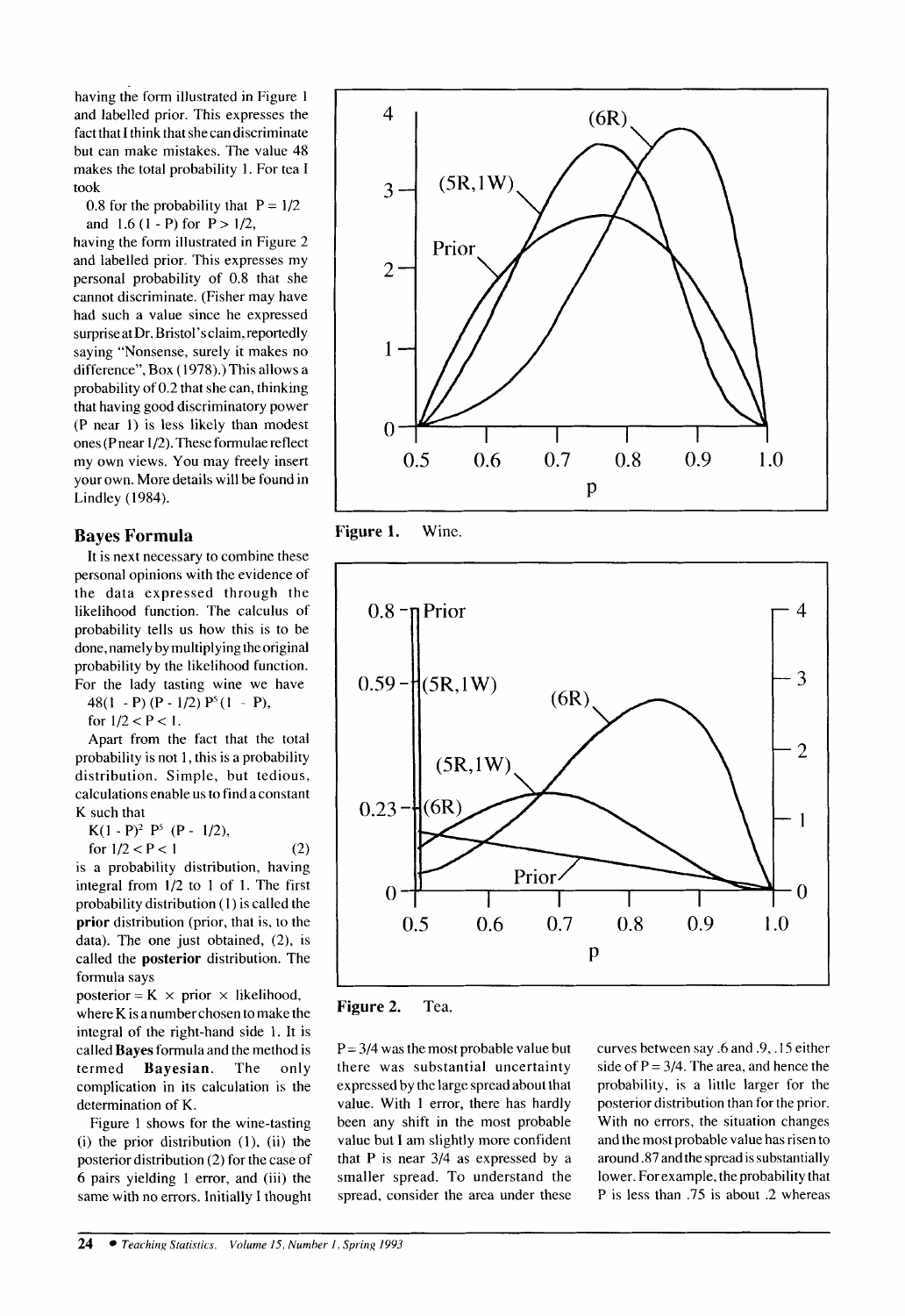having the form illustrated in Figure 1 and labelled prior. This expresses the fact that I think that she can discriminate but can make mistakes. The value 48 makes the total probability 1. For tea I took

0.8 for the probability that $P = 1/2$

and $1.6 (1 - P)$ for $P > 1/2$,

having the form illustrated in Figure 2 and labelled prior. This expresses my personal probability of 0.8 that she cannot discriminate. (Fisher may have had such a value since he expressed surprise at Dr. Bristol's claim, reportedly saying "Nonsense, surely it makes no difference", Box (1978).) This allows a probability of 0.2 that she can, thinking that having good discriminatory power (P near 1) is less likely than modest ones (P near 1/2). These formulae reflect my own views. You may freely insert your own. More details will be found in Lindley (1984).

## Bayes Formula

It is next necessary to combine these personal opinions with the evidence of the data expressed through the likelihood function. The calculus of probability tells us how this is to be done, namely by multiplying the original probability by the likelihood function. For the lady tasting wine we have

$48(1 - P)(P - 1/2) P^5 (1 - P)$,

for $1/2 < P < 1$.

Apart from the fact that the total probability is not 1, this is a probability distribution. Simple, but tedious, calculations enable us to find a constant K such that

$$K(1 - P)^2 P^5 (P - 1/2), \quad \text{for } 1/2 < P < 1 \qquad (2)$$

is a probability distribution, having integral from 1/2 to 1 of 1. The first probability distribution (1) is called the **prior** distribution (prior, that is, to the data). The one just obtained, (2), is called the **posterior** distribution. The formula says

posterior = K × prior × likelihood,

where K is a number chosen to make the integral of the right-hand side 1. It is called **Bayes** formula and the method is termed **Bayesian**. The only complication in its calculation is the determination of K.

Figure 1 shows for the wine-tasting (i) the prior distribution (1), (ii) the posterior distribution (2) for the case of 6 pairs yielding 1 error, and (iii) the same with no errors. Initially I thought $P = 3/4$ was the most probable value but there was substantial uncertainty expressed by the large spread about that value. With 1 error, there has hardly been any shift in the most probable value but I am slightly more confident that P is near 3/4 as expressed by a smaller spread. To understand the spread, consider the area under these curves between say .6 and .9, .15 either side of $P = 3/4$. The area, and hence the probability, is a little larger for the posterior distribution than for the prior. With no errors, the situation changes and the most probable value has risen to around .87 and the spread is substantially lower. For example, the probability that P is less than .75 is about .2 whereas

**Figure 1.** Wine.

**Figure 2.** Tea.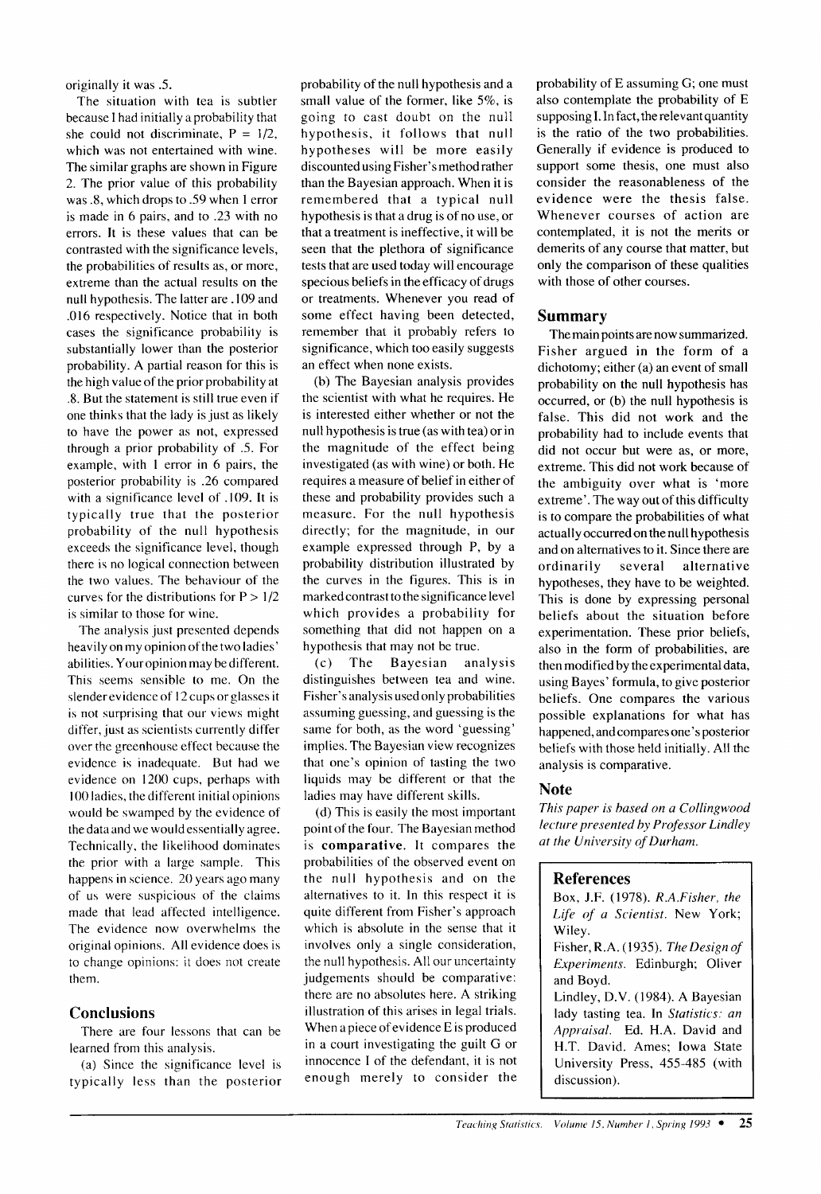originally it was .5.

The situation with tea is subtler because I had initially a probability that she could not discriminate, $P = 1/2$, which was not entertained with wine. The similar graphs are shown in Figure 2. The prior value of this probability was .8, which drops to .59 when 1 error is made in 6 pairs, and to .23 with no errors. It is these values that can be contrasted with the significance levels, the probabilities of results as, or more, extreme than the actual results on the null hypothesis. The latter are .109 and .016 respectively. Notice that in both cases the significance probability is substantially lower than the posterior probability. A partial reason for this is the high value of the prior probability at .8. But the statement is still true even if one thinks that the lady is just as likely to have the power as not, expressed through a prior probability of .5. For example, with 1 error in 6 pairs, the posterior probability is .26 compared with a significance level of .109. It is typically true that the posterior probability of the null hypothesis exceeds the significance level, though there is no logical connection between the two values. The behaviour of the curves for the distributions for $P > 1/2$ is similar to those for wine.

The analysis just presented depends heavily on my opinion of the two ladies' abilities. Your opinion may be different. This seems sensible to me. On the slender evidence of 12 cups or glasses it is not surprising that our views might differ, just as scientists currently differ over the greenhouse effect because the evidence is inadequate. But had we evidence on 1200 cups, perhaps with 100 ladies, the different initial opinions would be swamped by the evidence of the data and we would essentially agree. Technically, the likelihood dominates the prior with a large sample. This happens in science. 20 years ago many of us were suspicious of the claims made that lead affected intelligence. The evidence now overwhelms the original opinions. All evidence does is to change opinions: it does not create them.

## Conclusions

There are four lessons that can be learned from this analysis.

(a) Since the significance level is typically less than the posterior probability of the null hypothesis and a small value of the former, like 5%, is going to cast doubt on the null hypothesis, it follows that null hypotheses will be more easily discounted using Fisher's method rather than the Bayesian approach. When it is remembered that a typical null hypothesis is that a drug is of no use, or that a treatment is ineffective, it will be seen that the plethora of significance tests that are used today will encourage specious beliefs in the efficacy of drugs or treatments. Whenever you read of some effect having been detected, remember that it probably refers to significance, which too easily suggests an effect when none exists.

(b) The Bayesian analysis provides the scientist with what he requires. He is interested either whether or not the null hypothesis is true (as with tea) or in the magnitude of the effect being investigated (as with wine) or both. He requires a measure of belief in either of these and probability provides such a measure. For the null hypothesis directly; for the magnitude, in our example expressed through P, by a probability distribution illustrated by the curves in the figures. This is in marked contrast to the significance level which provides a probability for something that did not happen on a hypothesis that may not be true.

(c) The Bayesian analysis distinguishes between tea and wine. Fisher's analysis used only probabilities assuming guessing, and guessing is the same for both, as the word 'guessing' implies. The Bayesian view recognizes that one's opinion of tasting the two liquids may be different or that the ladies may have different skills.

(d) This is easily the most important point of the four. The Bayesian method is **comparative**. It compares the probabilities of the observed event on the null hypothesis and on the alternatives to it. In this respect it is quite different from Fisher's approach which is absolute in the sense that it involves only a single consideration, the null hypothesis. All our uncertainty judgements should be comparative: there are no absolutes here. A striking illustration of this arises in legal trials. When a piece of evidence E is produced in a court investigating the guilt G or innocence I of the defendant, it is not enough merely to consider the probability of E assuming G; one must also contemplate the probability of E supposing I. In fact, the relevant quantity is the ratio of the two probabilities. Generally if evidence is produced to support some thesis, one must also consider the reasonableness of the evidence were the thesis false. Whenever courses of action are contemplated, it is not the merits or demerits of any course that matter, but only the comparison of these qualities with those of other courses.

## Summary

The main points are now summarized. Fisher argued in the form of a dichotomy; either (a) an event of small probability on the null hypothesis has occurred, or (b) the null hypothesis is false. This did not work and the probability had to include events that did not occur but were as, or more, extreme. This did not work because of the ambiguity over what is 'more extreme'. The way out of this difficulty is to compare the probabilities of what actually occurred on the null hypothesis and on alternatives to it. Since there are ordinarily several alternative hypotheses, they have to be weighted. This is done by expressing personal beliefs about the situation before experimentation. These prior beliefs, also in the form of probabilities, are then modified by the experimental data, using Bayes' formula, to give posterior beliefs. One compares the various possible explanations for what has happened, and compares one's posterior beliefs with those held initially. All the analysis is comparative.

## Note

*This paper is based on a Collingwood lecture presented by Professor Lindley at the University of Durham.*

## References

Box, J.F. (1978). *R.A.Fisher, the Life of a Scientist.* New York; Wiley.

Fisher, R.A. (1935). *The Design of Experiments.* Edinburgh; Oliver and Boyd.

Lindley, D.V. (1984). A Bayesian lady tasting tea. In *Statistics: an Appraisal.* Ed. H.A. David and H.T. David. Ames; Iowa State University Press, 455-485 (with discussion).